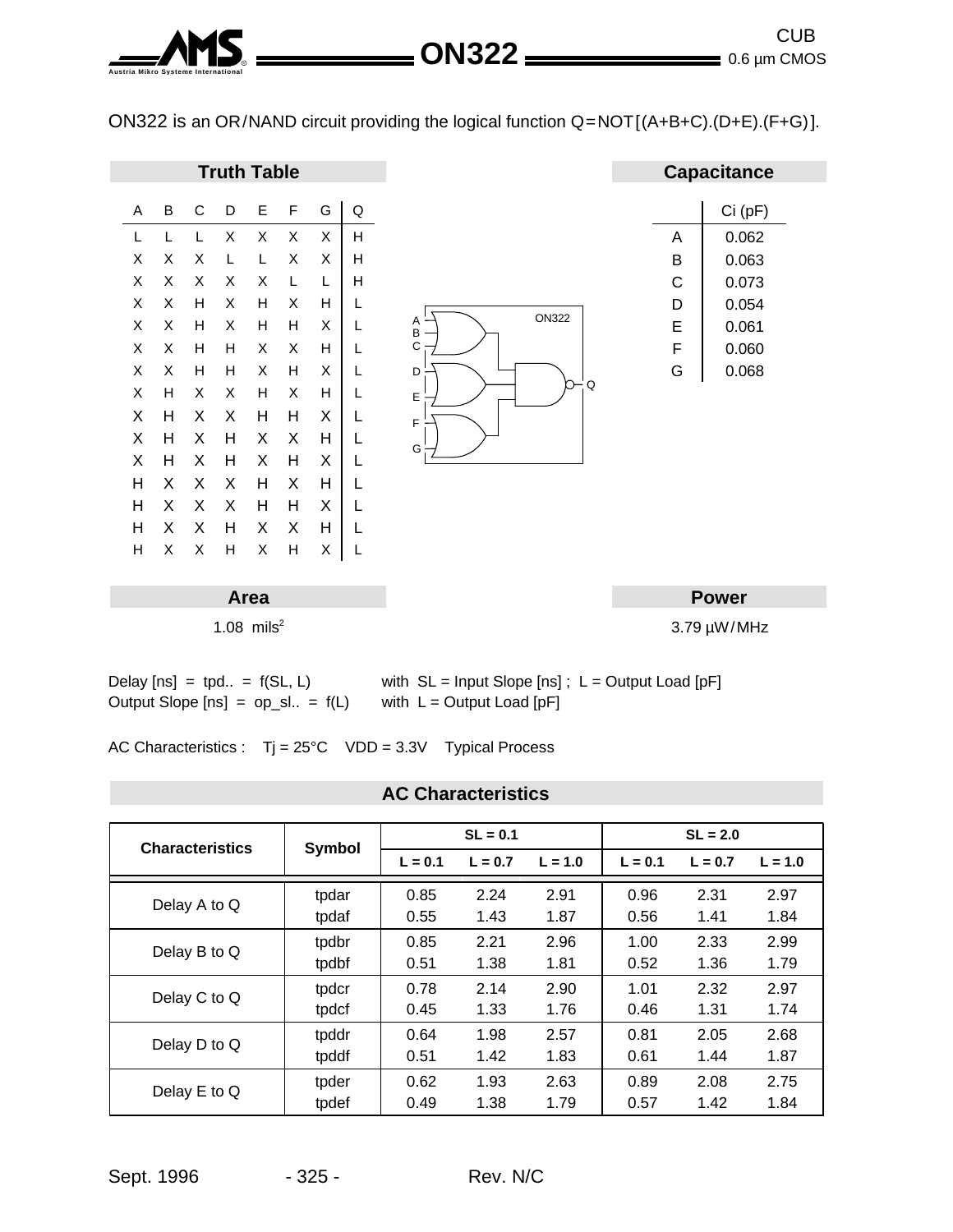ON322 is an OR/NAND circuit providing the logical function Q=NOT[(A+B+C).(D+E).(F+G)].

## Truth Table

| A | B | C | D | E | F | G | Q |
|---|---|---|---|---|---|---|---|
| L | L | L | X | X | X | X | H |
| X | X | X | L | L | X | X | H |
| X | X | X | X | X | L | L | H |
| X | X | H | X | H | X | H | L |
| X | X | H | X | H | H | X | L |
| X | X | H | H | X | X | H | L |
| X | X | H | H | X | H | X | L |
| X | H | X | X | H | X | H | L |
| X | H | X | X | H | H | X | L |
| X | H | X | H | X | X | H | L |
| X | H | X | H | X | H | X | L |
| H | X | X | X | H | X | H | L |
| H | X | X | X | H | H | X | L |
| H | X | X | H | X | X | H | L |
| H | X | X | H | X | H | X | L |

## Capacitance

| | Ci (pF) |
|---|---|
| A | 0.062 |
| B | 0.063 |
| C | 0.073 |
| D | 0.054 |
| E | 0.061 |
| F | 0.060 |
| G | 0.068 |

## Area

1.08 mils$^2$

## Power

3.79 µW/MHz

Delay [ns] = tpd.. = f(SL, L) with SL = Input Slope [ns] ; L = Output Load [pF]

Output Slope [ns] = op_sl.. = f(L) with L = Output Load [pF]

AC Characteristics : Tj = 25°C VDD = 3.3V Typical Process

## AC Characteristics

| Characteristics | Symbol | SL = 0.1 | | | SL = 2.0 | | |
|---|---|---|---|---|---|---|---|
| | | L = 0.1 | L = 0.7 | L = 1.0 | L = 0.1 | L = 0.7 | L = 1.0 |
| Delay A to Q | tpdar | 0.85 | 2.24 | 2.91 | 0.96 | 2.31 | 2.97 |
| | tpdaf | 0.55 | 1.43 | 1.87 | 0.56 | 1.41 | 1.84 |
| Delay B to Q | tpdbr | 0.85 | 2.21 | 2.96 | 1.00 | 2.33 | 2.99 |
| | tpdbf | 0.51 | 1.38 | 1.81 | 0.52 | 1.36 | 1.79 |
| Delay C to Q | tpdcr | 0.78 | 2.14 | 2.90 | 1.01 | 2.32 | 2.97 |
| | tpdcf | 0.45 | 1.33 | 1.76 | 0.46 | 1.31 | 1.74 |
| Delay D to Q | tpddr | 0.64 | 1.98 | 2.57 | 0.81 | 2.05 | 2.68 |
| | tpddf | 0.51 | 1.42 | 1.83 | 0.61 | 1.44 | 1.87 |
| Delay E to Q | tpder | 0.62 | 1.93 | 2.63 | 0.89 | 2.08 | 2.75 |
| | tpdef | 0.49 | 1.38 | 1.79 | 0.57 | 1.42 | 1.84 |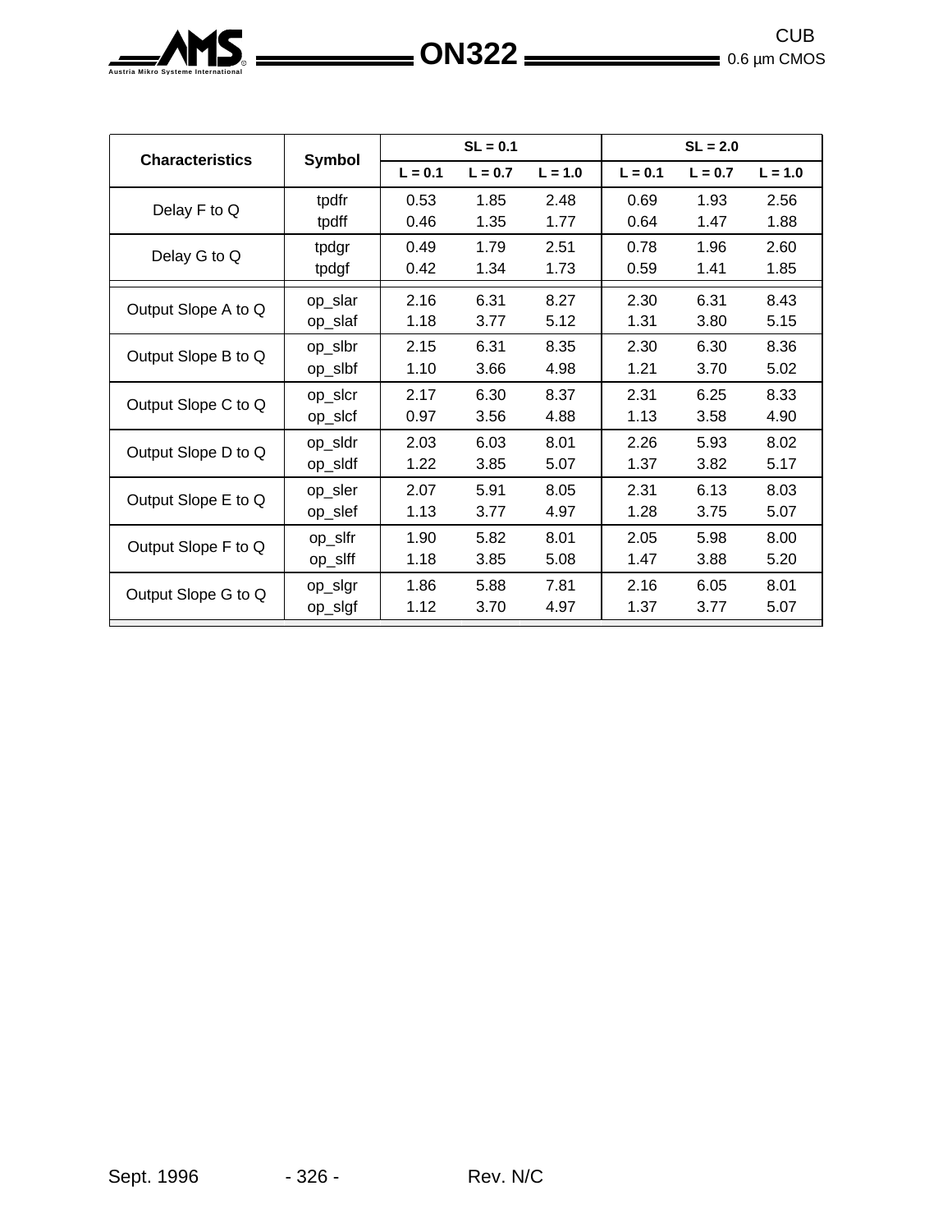| Characteristics | Symbol | SL = 0.1 | | | SL = 2.0 | | |
|---|---|---|---|---|---|---|---|
| | | L = 0.1 | L = 0.7 | L = 1.0 | L = 0.1 | L = 0.7 | L = 1.0 |
| Delay F to Q | tpdfr | 0.53 | 1.85 | 2.48 | 0.69 | 1.93 | 2.56 |
| | tpdff | 0.46 | 1.35 | 1.77 | 0.64 | 1.47 | 1.88 |
| Delay G to Q | tpdgr | 0.49 | 1.79 | 2.51 | 0.78 | 1.96 | 2.60 |
| | tpdgf | 0.42 | 1.34 | 1.73 | 0.59 | 1.41 | 1.85 |
| Output Slope A to Q | op_slar | 2.16 | 6.31 | 8.27 | 2.30 | 6.31 | 8.43 |
| | op_slaf | 1.18 | 3.77 | 5.12 | 1.31 | 3.80 | 5.15 |
| Output Slope B to Q | op_slbr | 2.15 | 6.31 | 8.35 | 2.30 | 6.30 | 8.36 |
| | op_slbf | 1.10 | 3.66 | 4.98 | 1.21 | 3.70 | 5.02 |
| Output Slope C to Q | op_slcr | 2.17 | 6.30 | 8.37 | 2.31 | 6.25 | 8.33 |
| | op_slcf | 0.97 | 3.56 | 4.88 | 1.13 | 3.58 | 4.90 |
| Output Slope D to Q | op_sldr | 2.03 | 6.03 | 8.01 | 2.26 | 5.93 | 8.02 |
| | op_sldf | 1.22 | 3.85 | 5.07 | 1.37 | 3.82 | 5.17 |
| Output Slope E to Q | op_sler | 2.07 | 5.91 | 8.05 | 2.31 | 6.13 | 8.03 |
| | op_slef | 1.13 | 3.77 | 4.97 | 1.28 | 3.75 | 5.07 |
| Output Slope F to Q | op_slfr | 1.90 | 5.82 | 8.01 | 2.05 | 5.98 | 8.00 |
| | op_slff | 1.18 | 3.85 | 5.08 | 1.47 | 3.88 | 5.20 |
| Output Slope G to Q | op_slgr | 1.86 | 5.88 | 7.81 | 2.16 | 6.05 | 8.01 |
| | op_slgf | 1.12 | 3.70 | 4.97 | 1.37 | 3.77 | 5.07 |